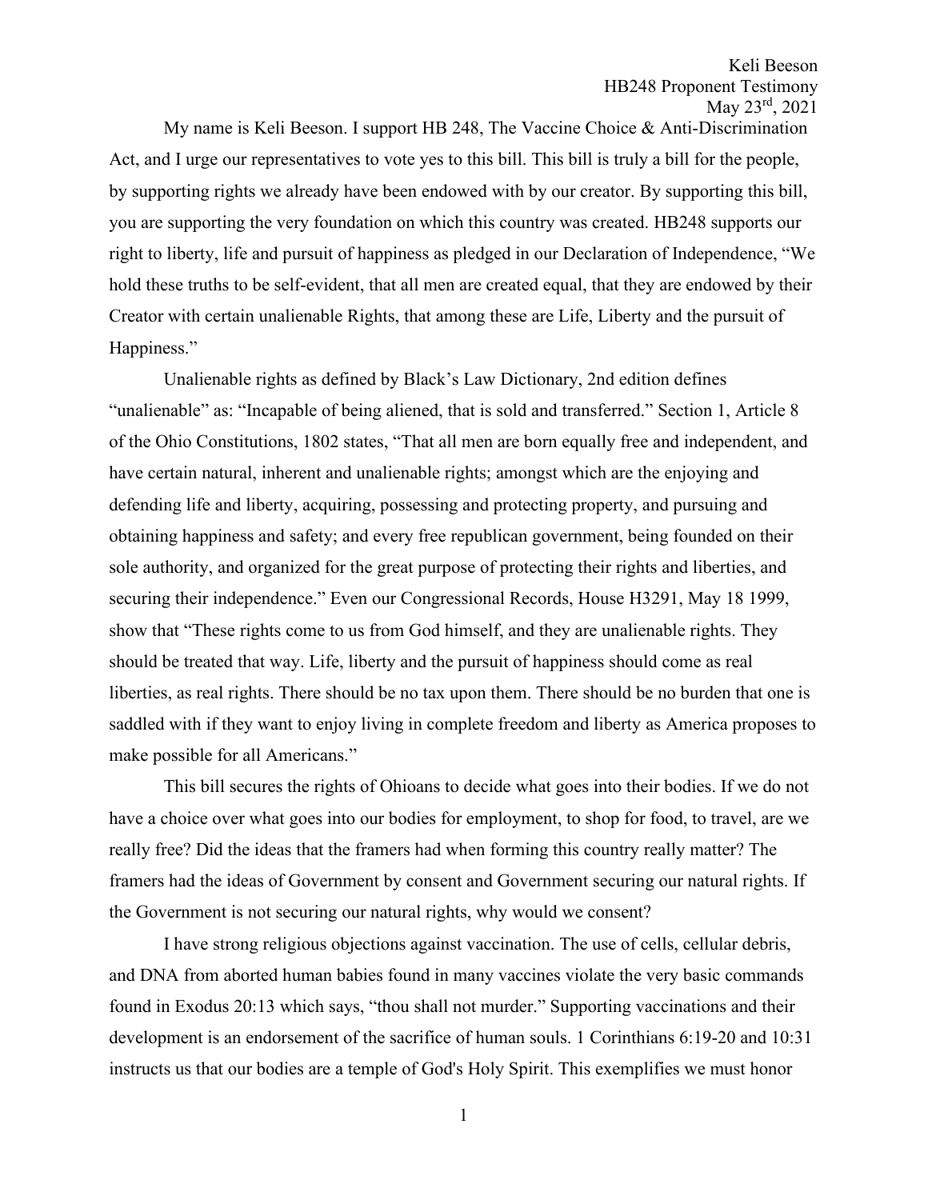Keli Beeson
HB248 Proponent Testimony
May 23rd, 2021

My name is Keli Beeson. I support HB 248, The Vaccine Choice & Anti-Discrimination Act, and I urge our representatives to vote yes to this bill. This bill is truly a bill for the people, by supporting rights we already have been endowed with by our creator. By supporting this bill, you are supporting the very foundation on which this country was created. HB248 supports our right to liberty, life and pursuit of happiness as pledged in our Declaration of Independence, "We hold these truths to be self-evident, that all men are created equal, that they are endowed by their Creator with certain unalienable Rights, that among these are Life, Liberty and the pursuit of Happiness."

Unalienable rights as defined by Black's Law Dictionary, 2nd edition defines "unalienable" as: "Incapable of being aliened, that is sold and transferred." Section 1, Article 8 of the Ohio Constitutions, 1802 states, "That all men are born equally free and independent, and have certain natural, inherent and unalienable rights; amongst which are the enjoying and defending life and liberty, acquiring, possessing and protecting property, and pursuing and obtaining happiness and safety; and every free republican government, being founded on their sole authority, and organized for the great purpose of protecting their rights and liberties, and securing their independence." Even our Congressional Records, House H3291, May 18 1999, show that "These rights come to us from God himself, and they are unalienable rights. They should be treated that way. Life, liberty and the pursuit of happiness should come as real liberties, as real rights. There should be no tax upon them. There should be no burden that one is saddled with if they want to enjoy living in complete freedom and liberty as America proposes to make possible for all Americans."

This bill secures the rights of Ohioans to decide what goes into their bodies. If we do not have a choice over what goes into our bodies for employment, to shop for food, to travel, are we really free? Did the ideas that the framers had when forming this country really matter? The framers had the ideas of Government by consent and Government securing our natural rights. If the Government is not securing our natural rights, why would we consent?

I have strong religious objections against vaccination. The use of cells, cellular debris, and DNA from aborted human babies found in many vaccines violate the very basic commands found in Exodus 20:13 which says, "thou shall not murder." Supporting vaccinations and their development is an endorsement of the sacrifice of human souls. 1 Corinthians 6:19-20 and 10:31 instructs us that our bodies are a temple of God's Holy Spirit. This exemplifies we must honor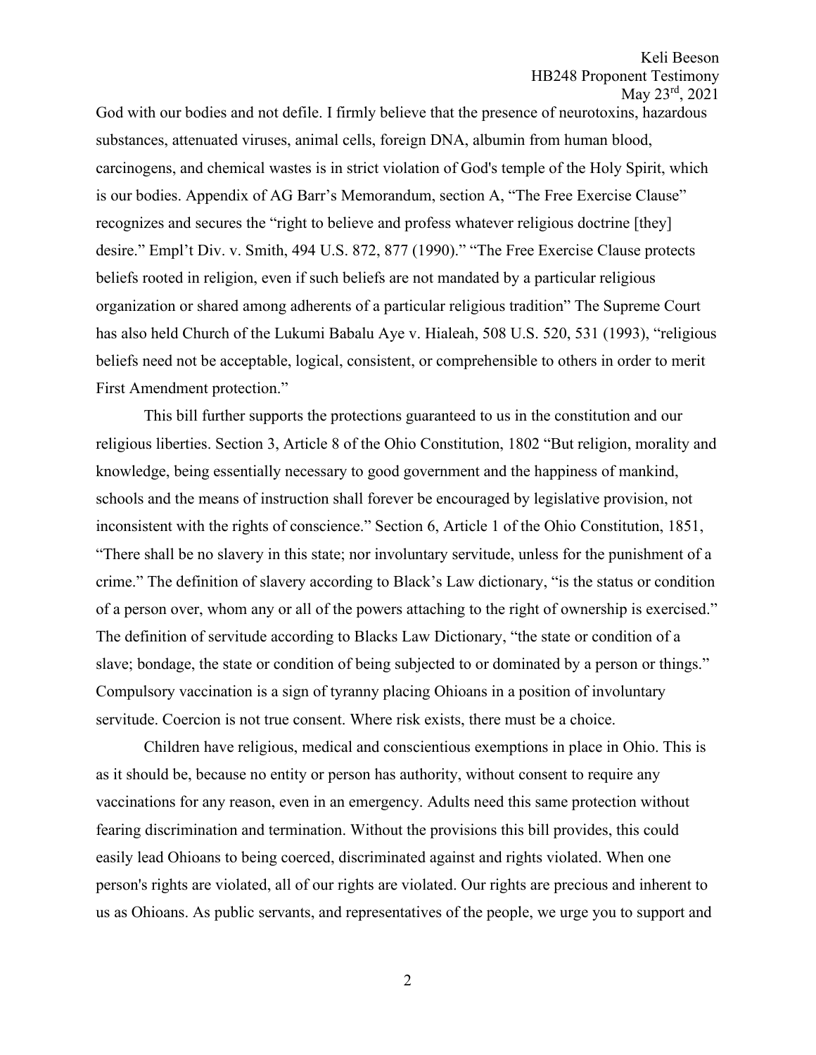God with our bodies and not defile. I firmly believe that the presence of neurotoxins, hazardous substances, attenuated viruses, animal cells, foreign DNA, albumin from human blood, carcinogens, and chemical wastes is in strict violation of God's temple of the Holy Spirit, which is our bodies. Appendix of AG Barr's Memorandum, section A, "The Free Exercise Clause" recognizes and secures the "right to believe and profess whatever religious doctrine [they] desire." Empl't Div. v. Smith, 494 U.S. 872, 877 (1990)." "The Free Exercise Clause protects beliefs rooted in religion, even if such beliefs are not mandated by a particular religious organization or shared among adherents of a particular religious tradition" The Supreme Court has also held Church of the Lukumi Babalu Aye v. Hialeah, 508 U.S. 520, 531 (1993), "religious beliefs need not be acceptable, logical, consistent, or comprehensible to others in order to merit First Amendment protection."

This bill further supports the protections guaranteed to us in the constitution and our religious liberties. Section 3, Article 8 of the Ohio Constitution, 1802 "But religion, morality and knowledge, being essentially necessary to good government and the happiness of mankind, schools and the means of instruction shall forever be encouraged by legislative provision, not inconsistent with the rights of conscience." Section 6, Article 1 of the Ohio Constitution, 1851, "There shall be no slavery in this state; nor involuntary servitude, unless for the punishment of a crime." The definition of slavery according to Black's Law dictionary, "is the status or condition of a person over, whom any or all of the powers attaching to the right of ownership is exercised." The definition of servitude according to Blacks Law Dictionary, "the state or condition of a slave; bondage, the state or condition of being subjected to or dominated by a person or things." Compulsory vaccination is a sign of tyranny placing Ohioans in a position of involuntary servitude. Coercion is not true consent. Where risk exists, there must be a choice.

Children have religious, medical and conscientious exemptions in place in Ohio. This is as it should be, because no entity or person has authority, without consent to require any vaccinations for any reason, even in an emergency. Adults need this same protection without fearing discrimination and termination. Without the provisions this bill provides, this could easily lead Ohioans to being coerced, discriminated against and rights violated. When one person's rights are violated, all of our rights are violated. Our rights are precious and inherent to us as Ohioans. As public servants, and representatives of the people, we urge you to support and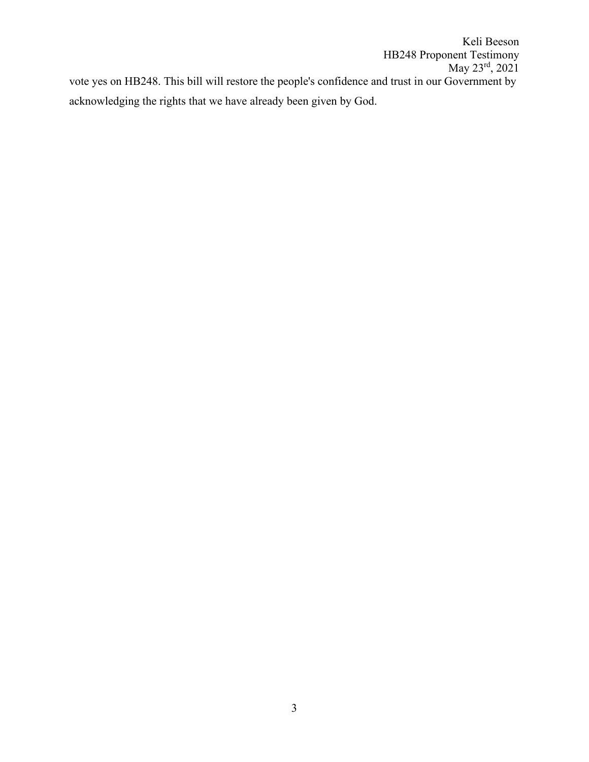vote yes on HB248. This bill will restore the people's confidence and trust in our Government by acknowledging the rights that we have already been given by God.